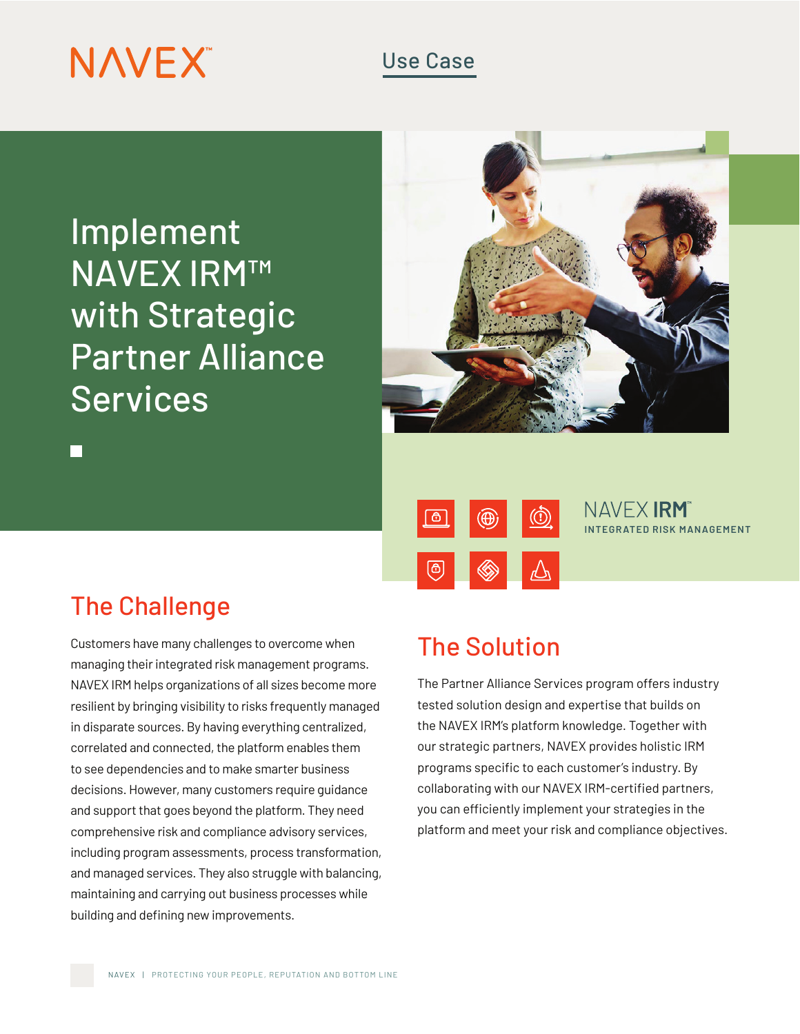NAVEX

Use Case

# Implement NAVEX IRM™ with Strategic Partner Alliance Services

NAVEX IRM™
INTEGRATED RISK MANAGEMENT

## The Challenge

Customers have many challenges to overcome when managing their integrated risk management programs. NAVEX IRM helps organizations of all sizes become more resilient by bringing visibility to risks frequently managed in disparate sources. By having everything centralized, correlated and connected, the platform enables them to see dependencies and to make smarter business decisions. However, many customers require guidance and support that goes beyond the platform. They need comprehensive risk and compliance advisory services, including program assessments, process transformation, and managed services. They also struggle with balancing, maintaining and carrying out business processes while building and defining new improvements.

## The Solution

The Partner Alliance Services program offers industry tested solution design and expertise that builds on the NAVEX IRM's platform knowledge. Together with our strategic partners, NAVEX provides holistic IRM programs specific to each customer's industry. By collaborating with our NAVEX IRM-certified partners, you can efficiently implement your strategies in the platform and meet your risk and compliance objectives.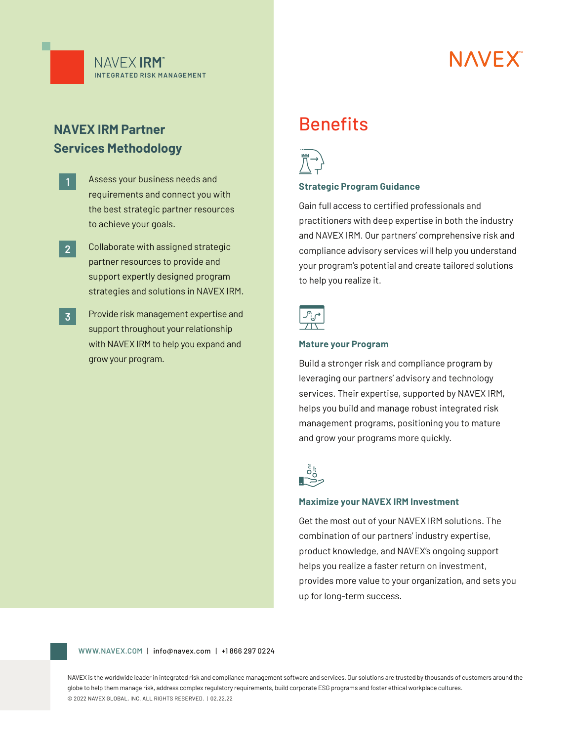NAVEX IRM™
INTEGRATED RISK MANAGEMENT

NAVEX™

## NAVEX IRM Partner Services Methodology

1. Assess your business needs and requirements and connect you with the best strategic partner resources to achieve your goals.
2. Collaborate with assigned strategic partner resources to provide and support expertly designed program strategies and solutions in NAVEX IRM.
3. Provide risk management expertise and support throughout your relationship with NAVEX IRM to help you expand and grow your program.

# Benefits

### Strategic Program Guidance

Gain full access to certified professionals and practitioners with deep expertise in both the industry and NAVEX IRM. Our partners' comprehensive risk and compliance advisory services will help you understand your program's potential and create tailored solutions to help you realize it.

### Mature your Program

Build a stronger risk and compliance program by leveraging our partners' advisory and technology services. Their expertise, supported by NAVEX IRM, helps you build and manage robust integrated risk management programs, positioning you to mature and grow your programs more quickly.

### Maximize your NAVEX IRM Investment

Get the most out of your NAVEX IRM solutions. The combination of our partners' industry expertise, product knowledge, and NAVEX's ongoing support helps you realize a faster return on investment, provides more value to your organization, and sets you up for long-term success.

WWW.NAVEX.COM | info@navex.com | +1 866 297 0224

NAVEX is the worldwide leader in integrated risk and compliance management software and services. Our solutions are trusted by thousands of customers around the globe to help them manage risk, address complex regulatory requirements, build corporate ESG programs and foster ethical workplace cultures.
© 2022 NAVEX GLOBAL, INC. ALL RIGHTS RESERVED. | 02.22.22